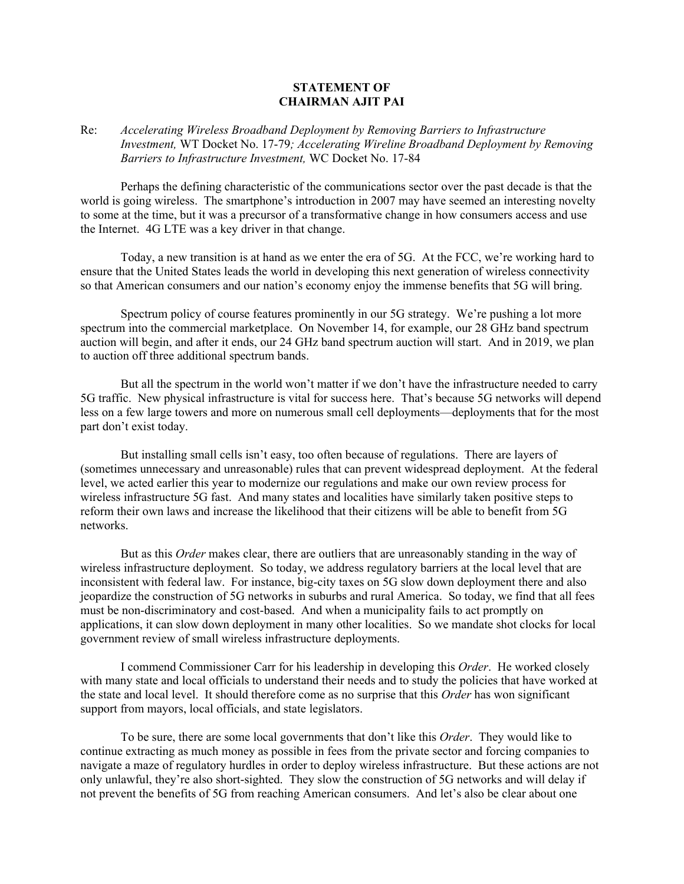**STATEMENT OF**
**CHAIRMAN AJIT PAI**

Re: *Accelerating Wireless Broadband Deployment by Removing Barriers to Infrastructure Investment,* WT Docket No. 17-79*; Accelerating Wireline Broadband Deployment by Removing Barriers to Infrastructure Investment,* WC Docket No. 17-84

Perhaps the defining characteristic of the communications sector over the past decade is that the world is going wireless. The smartphone's introduction in 2007 may have seemed an interesting novelty to some at the time, but it was a precursor of a transformative change in how consumers access and use the Internet. 4G LTE was a key driver in that change.

Today, a new transition is at hand as we enter the era of 5G. At the FCC, we're working hard to ensure that the United States leads the world in developing this next generation of wireless connectivity so that American consumers and our nation's economy enjoy the immense benefits that 5G will bring.

Spectrum policy of course features prominently in our 5G strategy. We're pushing a lot more spectrum into the commercial marketplace. On November 14, for example, our 28 GHz band spectrum auction will begin, and after it ends, our 24 GHz band spectrum auction will start. And in 2019, we plan to auction off three additional spectrum bands.

But all the spectrum in the world won't matter if we don't have the infrastructure needed to carry 5G traffic. New physical infrastructure is vital for success here. That's because 5G networks will depend less on a few large towers and more on numerous small cell deployments—deployments that for the most part don't exist today.

But installing small cells isn't easy, too often because of regulations. There are layers of (sometimes unnecessary and unreasonable) rules that can prevent widespread deployment. At the federal level, we acted earlier this year to modernize our regulations and make our own review process for wireless infrastructure 5G fast. And many states and localities have similarly taken positive steps to reform their own laws and increase the likelihood that their citizens will be able to benefit from 5G networks.

But as this *Order* makes clear, there are outliers that are unreasonably standing in the way of wireless infrastructure deployment. So today, we address regulatory barriers at the local level that are inconsistent with federal law. For instance, big-city taxes on 5G slow down deployment there and also jeopardize the construction of 5G networks in suburbs and rural America. So today, we find that all fees must be non-discriminatory and cost-based. And when a municipality fails to act promptly on applications, it can slow down deployment in many other localities. So we mandate shot clocks for local government review of small wireless infrastructure deployments.

I commend Commissioner Carr for his leadership in developing this *Order*. He worked closely with many state and local officials to understand their needs and to study the policies that have worked at the state and local level. It should therefore come as no surprise that this *Order* has won significant support from mayors, local officials, and state legislators.

To be sure, there are some local governments that don't like this *Order*. They would like to continue extracting as much money as possible in fees from the private sector and forcing companies to navigate a maze of regulatory hurdles in order to deploy wireless infrastructure. But these actions are not only unlawful, they're also short-sighted. They slow the construction of 5G networks and will delay if not prevent the benefits of 5G from reaching American consumers. And let's also be clear about one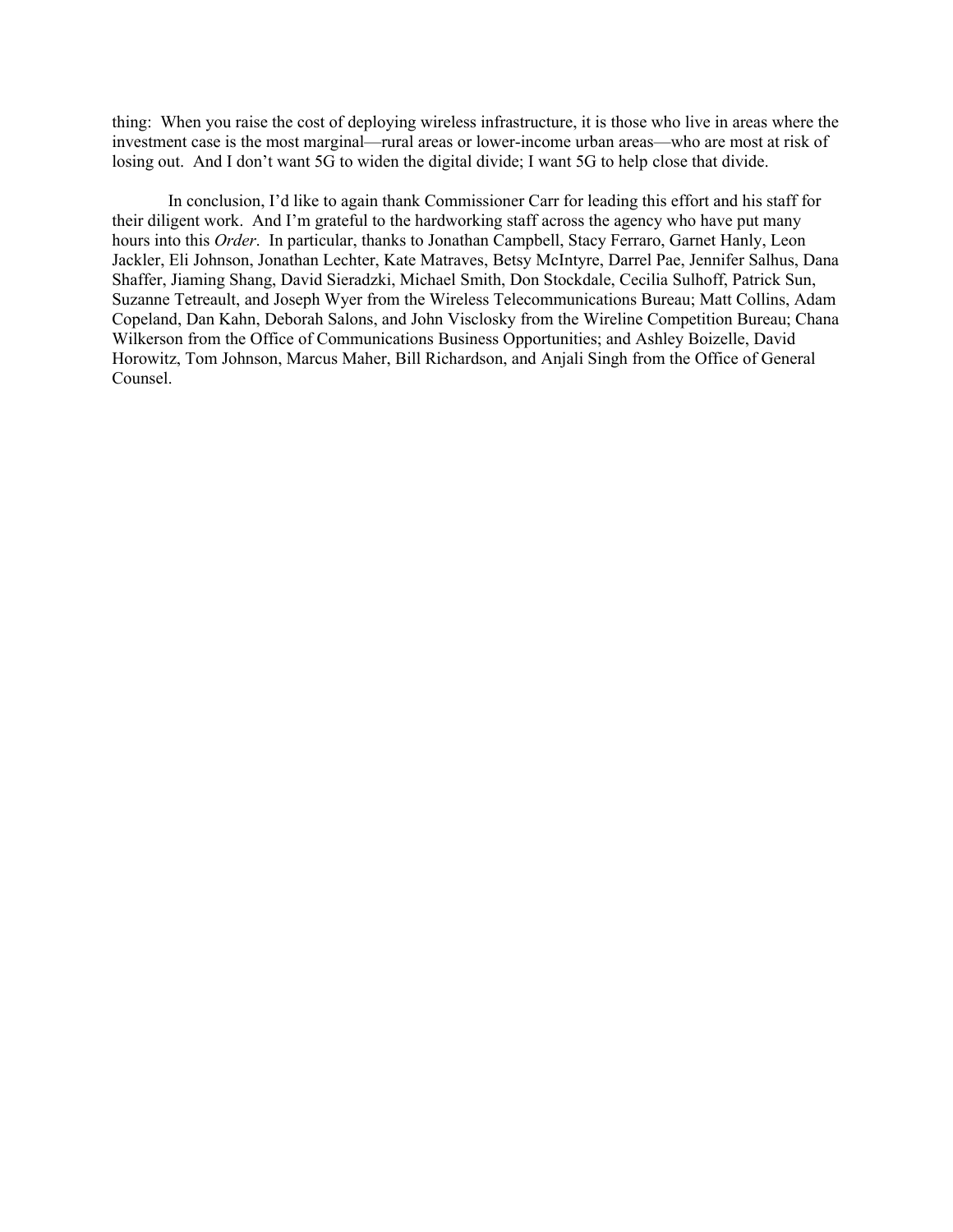thing: When you raise the cost of deploying wireless infrastructure, it is those who live in areas where the investment case is the most marginal—rural areas or lower-income urban areas—who are most at risk of losing out. And I don't want 5G to widen the digital divide; I want 5G to help close that divide.

In conclusion, I'd like to again thank Commissioner Carr for leading this effort and his staff for their diligent work. And I'm grateful to the hardworking staff across the agency who have put many hours into this *Order*. In particular, thanks to Jonathan Campbell, Stacy Ferraro, Garnet Hanly, Leon Jackler, Eli Johnson, Jonathan Lechter, Kate Matraves, Betsy McIntyre, Darrel Pae, Jennifer Salhus, Dana Shaffer, Jiaming Shang, David Sieradzki, Michael Smith, Don Stockdale, Cecilia Sulhoff, Patrick Sun, Suzanne Tetreault, and Joseph Wyer from the Wireless Telecommunications Bureau; Matt Collins, Adam Copeland, Dan Kahn, Deborah Salons, and John Visclosky from the Wireline Competition Bureau; Chana Wilkerson from the Office of Communications Business Opportunities; and Ashley Boizelle, David Horowitz, Tom Johnson, Marcus Maher, Bill Richardson, and Anjali Singh from the Office of General Counsel.